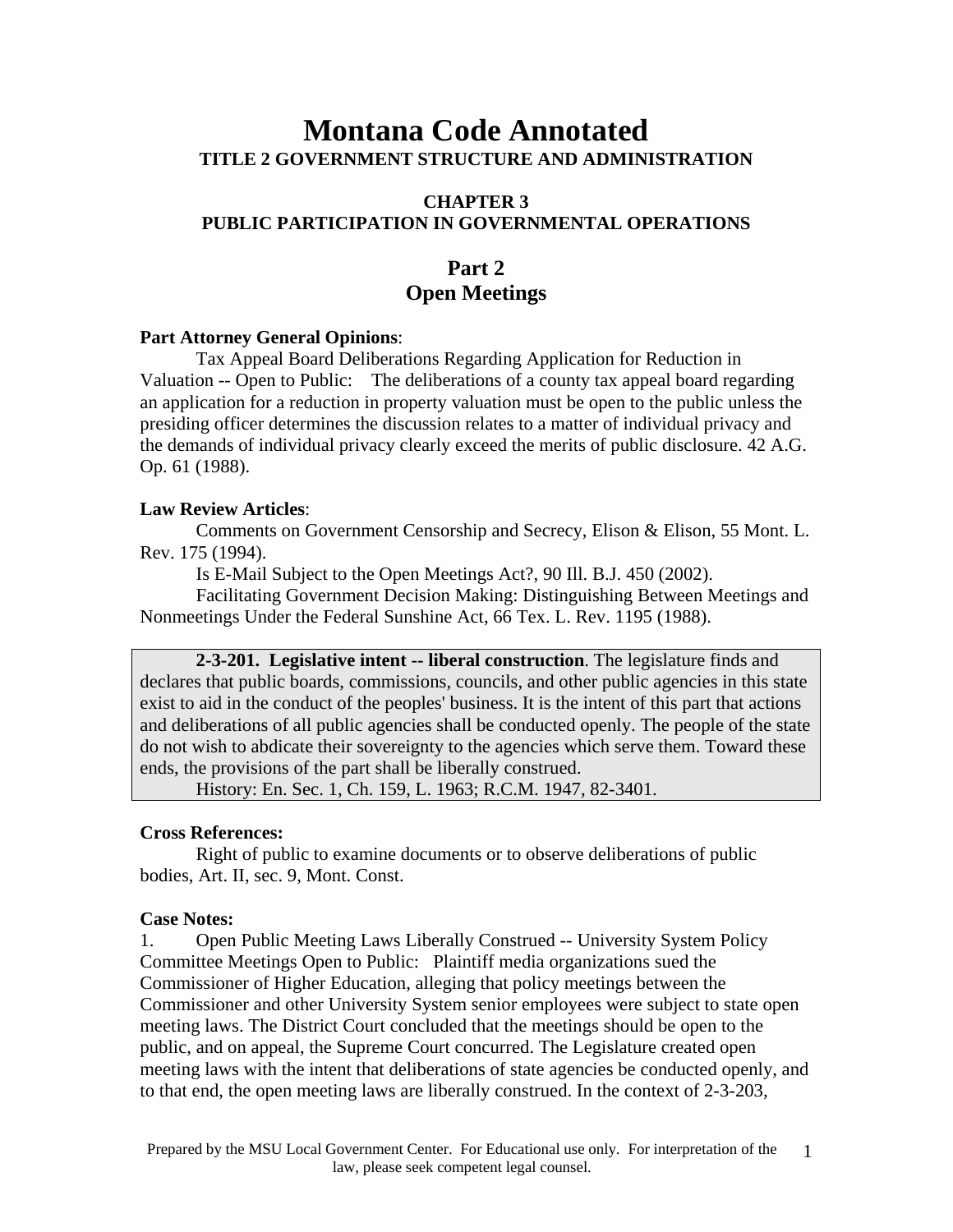# Montana Code Annotated

## TITLE 2 GOVERNMENT STRUCTURE AND ADMINISTRATION

### CHAPTER 3
### PUBLIC PARTICIPATION IN GOVERNMENTAL OPERATIONS

## Part 2
## Open Meetings

**Part Attorney General Opinions**:

Tax Appeal Board Deliberations Regarding Application for Reduction in Valuation -- Open to Public: The deliberations of a county tax appeal board regarding an application for a reduction in property valuation must be open to the public unless the presiding officer determines the discussion relates to a matter of individual privacy and the demands of individual privacy clearly exceed the merits of public disclosure. 42 A.G. Op. 61 (1988).

**Law Review Articles**:

Comments on Government Censorship and Secrecy, Elison & Elison, 55 Mont. L. Rev. 175 (1994).

Is E-Mail Subject to the Open Meetings Act?, 90 Ill. B.J. 450 (2002).

Facilitating Government Decision Making: Distinguishing Between Meetings and Nonmeetings Under the Federal Sunshine Act, 66 Tex. L. Rev. 1195 (1988).

**2-3-201. Legislative intent -- liberal construction**. The legislature finds and declares that public boards, commissions, councils, and other public agencies in this state exist to aid in the conduct of the peoples' business. It is the intent of this part that actions and deliberations of all public agencies shall be conducted openly. The people of the state do not wish to abdicate their sovereignty to the agencies which serve them. Toward these ends, the provisions of the part shall be liberally construed.

History: En. Sec. 1, Ch. 159, L. 1963; R.C.M. 1947, 82-3401.

**Cross References:**

Right of public to examine documents or to observe deliberations of public bodies, Art. II, sec. 9, Mont. Const.

**Case Notes:**

1. Open Public Meeting Laws Liberally Construed -- University System Policy Committee Meetings Open to Public: Plaintiff media organizations sued the Commissioner of Higher Education, alleging that policy meetings between the Commissioner and other University System senior employees were subject to state open meeting laws. The District Court concluded that the meetings should be open to the public, and on appeal, the Supreme Court concurred. The Legislature created open meeting laws with the intent that deliberations of state agencies be conducted openly, and to that end, the open meeting laws are liberally construed. In the context of 2-3-203,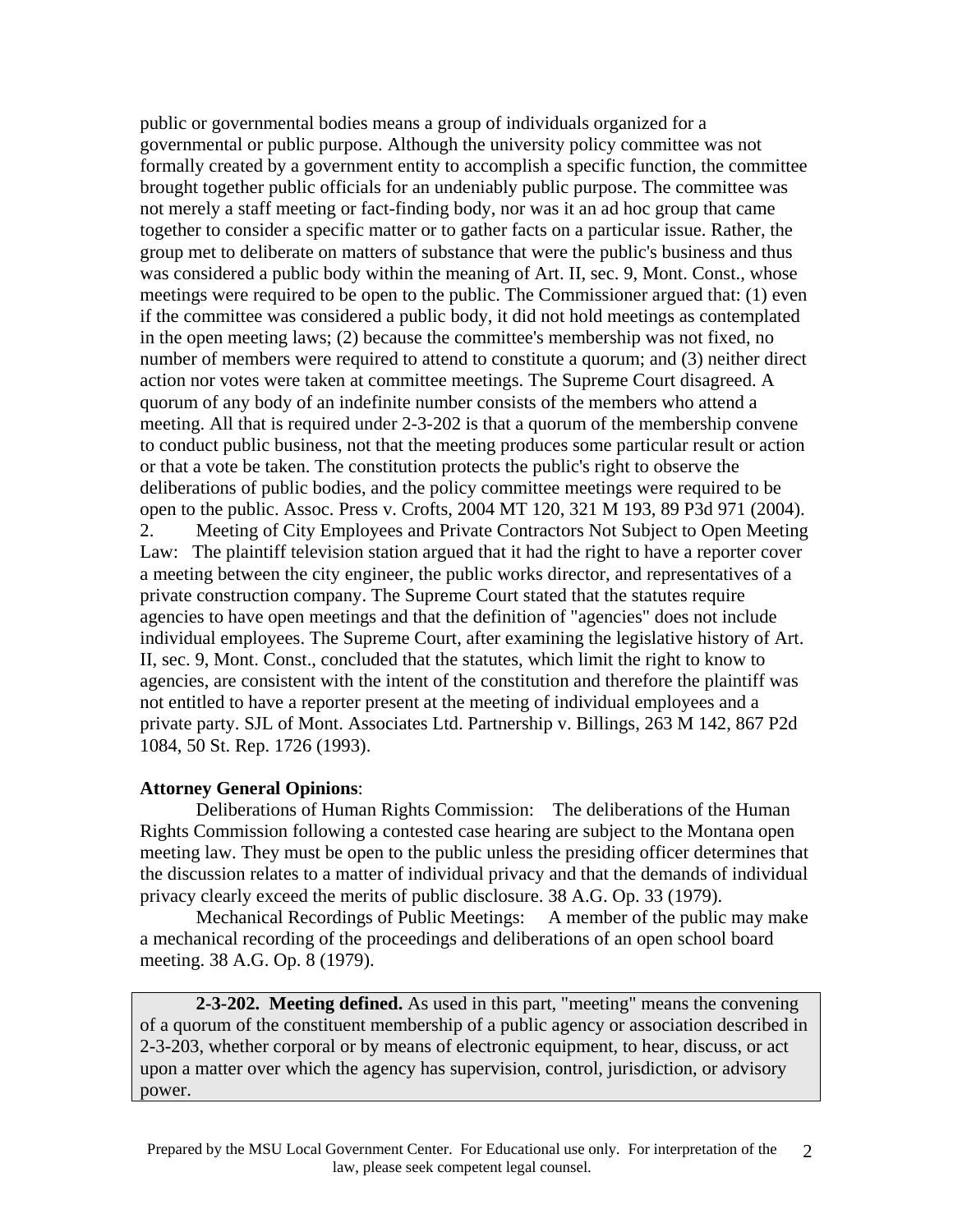public or governmental bodies means a group of individuals organized for a governmental or public purpose. Although the university policy committee was not formally created by a government entity to accomplish a specific function, the committee brought together public officials for an undeniably public purpose. The committee was not merely a staff meeting or fact-finding body, nor was it an ad hoc group that came together to consider a specific matter or to gather facts on a particular issue. Rather, the group met to deliberate on matters of substance that were the public's business and thus was considered a public body within the meaning of Art. II, sec. 9, Mont. Const., whose meetings were required to be open to the public. The Commissioner argued that: (1) even if the committee was considered a public body, it did not hold meetings as contemplated in the open meeting laws; (2) because the committee's membership was not fixed, no number of members were required to attend to constitute a quorum; and (3) neither direct action nor votes were taken at committee meetings. The Supreme Court disagreed. A quorum of any body of an indefinite number consists of the members who attend a meeting. All that is required under 2-3-202 is that a quorum of the membership convene to conduct public business, not that the meeting produces some particular result or action or that a vote be taken. The constitution protects the public's right to observe the deliberations of public bodies, and the policy committee meetings were required to be open to the public. Assoc. Press v. Crofts, 2004 MT 120, 321 M 193, 89 P3d 971 (2004).

2. Meeting of City Employees and Private Contractors Not Subject to Open Meeting Law: The plaintiff television station argued that it had the right to have a reporter cover a meeting between the city engineer, the public works director, and representatives of a private construction company. The Supreme Court stated that the statutes require agencies to have open meetings and that the definition of "agencies" does not include individual employees. The Supreme Court, after examining the legislative history of Art. II, sec. 9, Mont. Const., concluded that the statutes, which limit the right to know to agencies, are consistent with the intent of the constitution and therefore the plaintiff was not entitled to have a reporter present at the meeting of individual employees and a private party. SJL of Mont. Associates Ltd. Partnership v. Billings, 263 M 142, 867 P2d 1084, 50 St. Rep. 1726 (1993).

**Attorney General Opinions**:

Deliberations of Human Rights Commission: The deliberations of the Human Rights Commission following a contested case hearing are subject to the Montana open meeting law. They must be open to the public unless the presiding officer determines that the discussion relates to a matter of individual privacy and that the demands of individual privacy clearly exceed the merits of public disclosure. 38 A.G. Op. 33 (1979).

Mechanical Recordings of Public Meetings: A member of the public may make a mechanical recording of the proceedings and deliberations of an open school board meeting. 38 A.G. Op. 8 (1979).

**2-3-202. Meeting defined.** As used in this part, "meeting" means the convening of a quorum of the constituent membership of a public agency or association described in 2-3-203, whether corporal or by means of electronic equipment, to hear, discuss, or act upon a matter over which the agency has supervision, control, jurisdiction, or advisory power.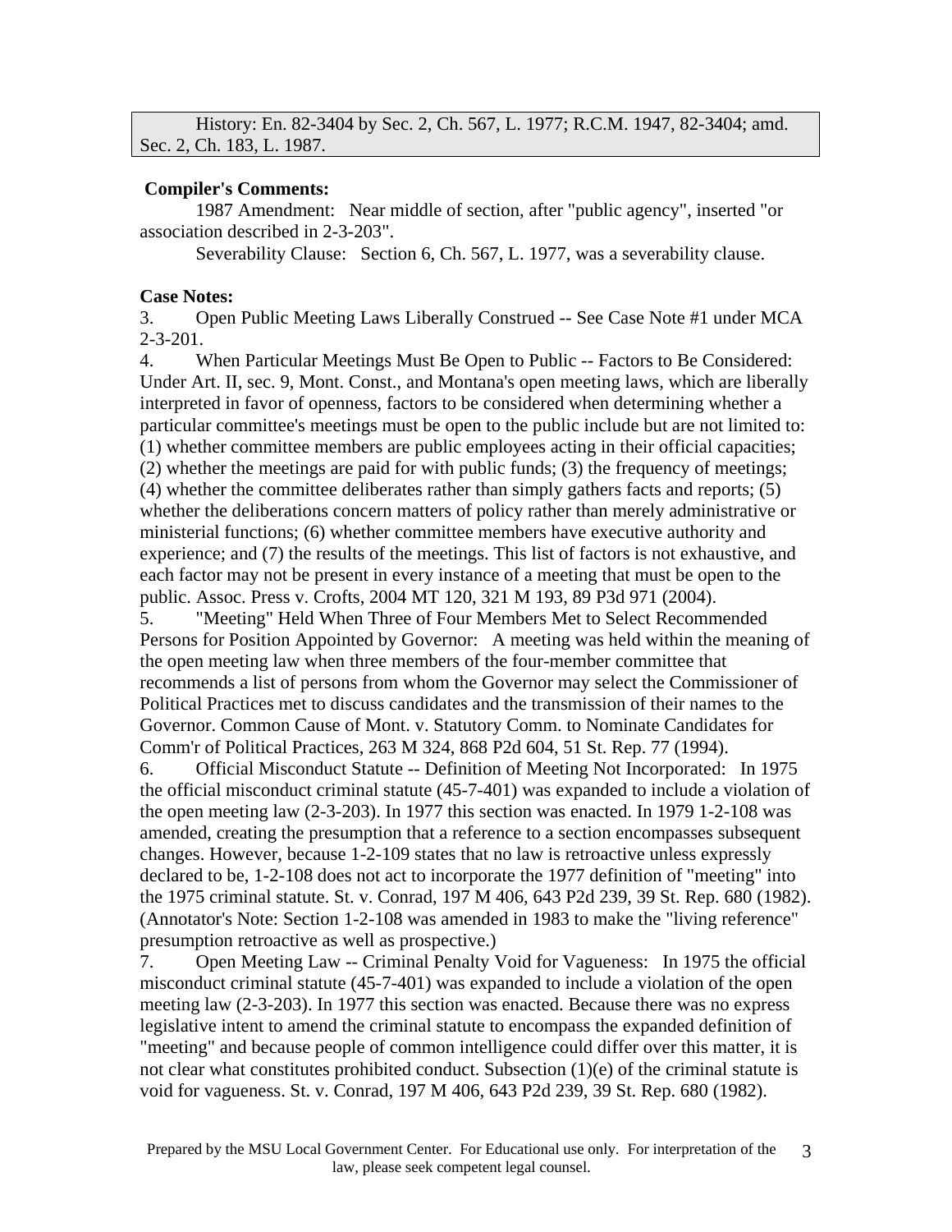History: En. 82-3404 by Sec. 2, Ch. 567, L. 1977; R.C.M. 1947, 82-3404; amd. Sec. 2, Ch. 183, L. 1987.

**Compiler's Comments:**

1987 Amendment: Near middle of section, after "public agency", inserted "or association described in 2-3-203".

Severability Clause: Section 6, Ch. 567, L. 1977, was a severability clause.

**Case Notes:**

3. Open Public Meeting Laws Liberally Construed -- See Case Note #1 under MCA 2-3-201.

4. When Particular Meetings Must Be Open to Public -- Factors to Be Considered: Under Art. II, sec. 9, Mont. Const., and Montana's open meeting laws, which are liberally interpreted in favor of openness, factors to be considered when determining whether a particular committee's meetings must be open to the public include but are not limited to: (1) whether committee members are public employees acting in their official capacities; (2) whether the meetings are paid for with public funds; (3) the frequency of meetings; (4) whether the committee deliberates rather than simply gathers facts and reports; (5) whether the deliberations concern matters of policy rather than merely administrative or ministerial functions; (6) whether committee members have executive authority and experience; and (7) the results of the meetings. This list of factors is not exhaustive, and each factor may not be present in every instance of a meeting that must be open to the public. Assoc. Press v. Crofts, 2004 MT 120, 321 M 193, 89 P3d 971 (2004).

5. "Meeting" Held When Three of Four Members Met to Select Recommended Persons for Position Appointed by Governor: A meeting was held within the meaning of the open meeting law when three members of the four-member committee that recommends a list of persons from whom the Governor may select the Commissioner of Political Practices met to discuss candidates and the transmission of their names to the Governor. Common Cause of Mont. v. Statutory Comm. to Nominate Candidates for Comm'r of Political Practices, 263 M 324, 868 P2d 604, 51 St. Rep. 77 (1994).

6. Official Misconduct Statute -- Definition of Meeting Not Incorporated: In 1975 the official misconduct criminal statute (45-7-401) was expanded to include a violation of the open meeting law (2-3-203). In 1977 this section was enacted. In 1979 1-2-108 was amended, creating the presumption that a reference to a section encompasses subsequent changes. However, because 1-2-109 states that no law is retroactive unless expressly declared to be, 1-2-108 does not act to incorporate the 1977 definition of "meeting" into the 1975 criminal statute. St. v. Conrad, 197 M 406, 643 P2d 239, 39 St. Rep. 680 (1982). (Annotator's Note: Section 1-2-108 was amended in 1983 to make the "living reference" presumption retroactive as well as prospective.)

7. Open Meeting Law -- Criminal Penalty Void for Vagueness: In 1975 the official misconduct criminal statute (45-7-401) was expanded to include a violation of the open meeting law (2-3-203). In 1977 this section was enacted. Because there was no express legislative intent to amend the criminal statute to encompass the expanded definition of "meeting" and because people of common intelligence could differ over this matter, it is not clear what constitutes prohibited conduct. Subsection (1)(e) of the criminal statute is void for vagueness. St. v. Conrad, 197 M 406, 643 P2d 239, 39 St. Rep. 680 (1982).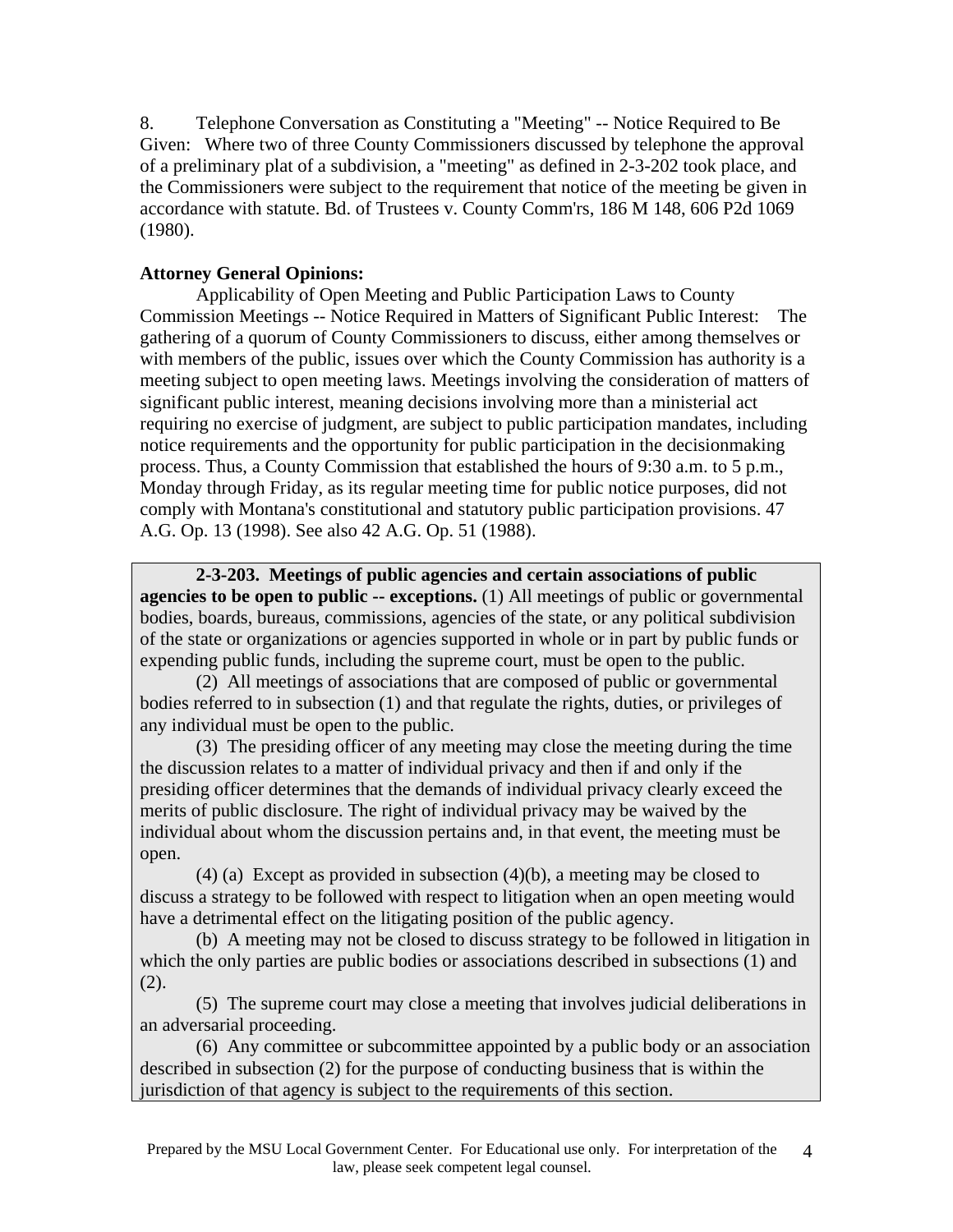8. Telephone Conversation as Constituting a "Meeting" -- Notice Required to Be Given: Where two of three County Commissioners discussed by telephone the approval of a preliminary plat of a subdivision, a "meeting" as defined in 2-3-202 took place, and the Commissioners were subject to the requirement that notice of the meeting be given in accordance with statute. Bd. of Trustees v. County Comm'rs, 186 M 148, 606 P2d 1069 (1980).

**Attorney General Opinions:**

Applicability of Open Meeting and Public Participation Laws to County Commission Meetings -- Notice Required in Matters of Significant Public Interest: The gathering of a quorum of County Commissioners to discuss, either among themselves or with members of the public, issues over which the County Commission has authority is a meeting subject to open meeting laws. Meetings involving the consideration of matters of significant public interest, meaning decisions involving more than a ministerial act requiring no exercise of judgment, are subject to public participation mandates, including notice requirements and the opportunity for public participation in the decisionmaking process. Thus, a County Commission that established the hours of 9:30 a.m. to 5 p.m., Monday through Friday, as its regular meeting time for public notice purposes, did not comply with Montana's constitutional and statutory public participation provisions. 47 A.G. Op. 13 (1998). See also 42 A.G. Op. 51 (1988).

**2-3-203. Meetings of public agencies and certain associations of public agencies to be open to public -- exceptions.** (1) All meetings of public or governmental bodies, boards, bureaus, commissions, agencies of the state, or any political subdivision of the state or organizations or agencies supported in whole or in part by public funds or expending public funds, including the supreme court, must be open to the public.

(2) All meetings of associations that are composed of public or governmental bodies referred to in subsection (1) and that regulate the rights, duties, or privileges of any individual must be open to the public.

(3) The presiding officer of any meeting may close the meeting during the time the discussion relates to a matter of individual privacy and then if and only if the presiding officer determines that the demands of individual privacy clearly exceed the merits of public disclosure. The right of individual privacy may be waived by the individual about whom the discussion pertains and, in that event, the meeting must be open.

(4) (a) Except as provided in subsection (4)(b), a meeting may be closed to discuss a strategy to be followed with respect to litigation when an open meeting would have a detrimental effect on the litigating position of the public agency.

(b) A meeting may not be closed to discuss strategy to be followed in litigation in which the only parties are public bodies or associations described in subsections (1) and (2).

(5) The supreme court may close a meeting that involves judicial deliberations in an adversarial proceeding.

(6) Any committee or subcommittee appointed by a public body or an association described in subsection (2) for the purpose of conducting business that is within the jurisdiction of that agency is subject to the requirements of this section.

Prepared by the MSU Local Government Center. For Educational use only. For interpretation of the law, please seek competent legal counsel.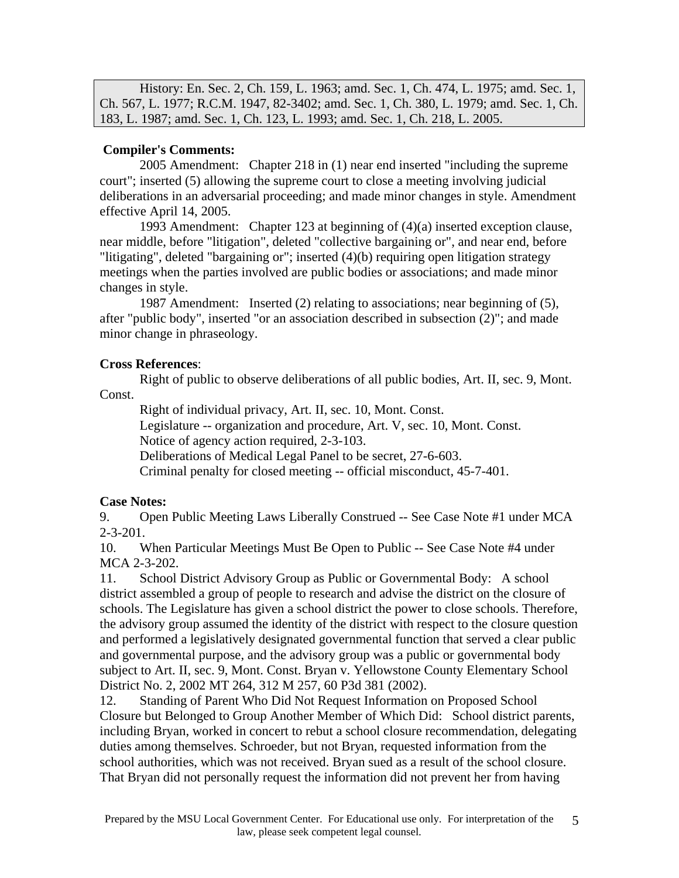History: En. Sec. 2, Ch. 159, L. 1963; amd. Sec. 1, Ch. 474, L. 1975; amd. Sec. 1, Ch. 567, L. 1977; R.C.M. 1947, 82-3402; amd. Sec. 1, Ch. 380, L. 1979; amd. Sec. 1, Ch. 183, L. 1987; amd. Sec. 1, Ch. 123, L. 1993; amd. Sec. 1, Ch. 218, L. 2005.

**Compiler's Comments:**

2005 Amendment: Chapter 218 in (1) near end inserted "including the supreme court"; inserted (5) allowing the supreme court to close a meeting involving judicial deliberations in an adversarial proceeding; and made minor changes in style. Amendment effective April 14, 2005.

1993 Amendment: Chapter 123 at beginning of (4)(a) inserted exception clause, near middle, before "litigation", deleted "collective bargaining or", and near end, before "litigating", deleted "bargaining or"; inserted (4)(b) requiring open litigation strategy meetings when the parties involved are public bodies or associations; and made minor changes in style.

1987 Amendment: Inserted (2) relating to associations; near beginning of (5), after "public body", inserted "or an association described in subsection (2)"; and made minor change in phraseology.

**Cross References**:

Right of public to observe deliberations of all public bodies, Art. II, sec. 9, Mont. Const.

Right of individual privacy, Art. II, sec. 10, Mont. Const.

Legislature -- organization and procedure, Art. V, sec. 10, Mont. Const.

Notice of agency action required, 2-3-103.

Deliberations of Medical Legal Panel to be secret, 27-6-603.

Criminal penalty for closed meeting -- official misconduct, 45-7-401.

**Case Notes:**

9. Open Public Meeting Laws Liberally Construed -- See Case Note #1 under MCA 2-3-201.

10. When Particular Meetings Must Be Open to Public -- See Case Note #4 under MCA 2-3-202.

11. School District Advisory Group as Public or Governmental Body: A school district assembled a group of people to research and advise the district on the closure of schools. The Legislature has given a school district the power to close schools. Therefore, the advisory group assumed the identity of the district with respect to the closure question and performed a legislatively designated governmental function that served a clear public and governmental purpose, and the advisory group was a public or governmental body subject to Art. II, sec. 9, Mont. Const. Bryan v. Yellowstone County Elementary School District No. 2, 2002 MT 264, 312 M 257, 60 P3d 381 (2002).

12. Standing of Parent Who Did Not Request Information on Proposed School Closure but Belonged to Group Another Member of Which Did: School district parents, including Bryan, worked in concert to rebut a school closure recommendation, delegating duties among themselves. Schroeder, but not Bryan, requested information from the school authorities, which was not received. Bryan sued as a result of the school closure. That Bryan did not personally request the information did not prevent her from having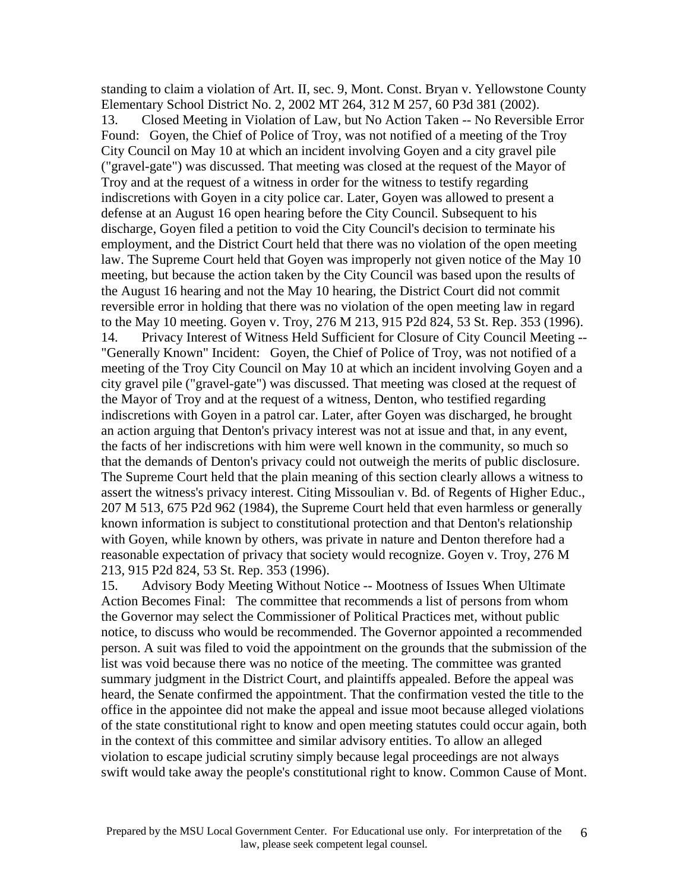standing to claim a violation of Art. II, sec. 9, Mont. Const. Bryan v. Yellowstone County Elementary School District No. 2, 2002 MT 264, 312 M 257, 60 P3d 381 (2002).

13. Closed Meeting in Violation of Law, but No Action Taken -- No Reversible Error Found: Goyen, the Chief of Police of Troy, was not notified of a meeting of the Troy City Council on May 10 at which an incident involving Goyen and a city gravel pile ("gravel-gate") was discussed. That meeting was closed at the request of the Mayor of Troy and at the request of a witness in order for the witness to testify regarding indiscretions with Goyen in a city police car. Later, Goyen was allowed to present a defense at an August 16 open hearing before the City Council. Subsequent to his discharge, Goyen filed a petition to void the City Council's decision to terminate his employment, and the District Court held that there was no violation of the open meeting law. The Supreme Court held that Goyen was improperly not given notice of the May 10 meeting, but because the action taken by the City Council was based upon the results of the August 16 hearing and not the May 10 hearing, the District Court did not commit reversible error in holding that there was no violation of the open meeting law in regard to the May 10 meeting. Goyen v. Troy, 276 M 213, 915 P2d 824, 53 St. Rep. 353 (1996).

14. Privacy Interest of Witness Held Sufficient for Closure of City Council Meeting -- "Generally Known" Incident: Goyen, the Chief of Police of Troy, was not notified of a meeting of the Troy City Council on May 10 at which an incident involving Goyen and a city gravel pile ("gravel-gate") was discussed. That meeting was closed at the request of the Mayor of Troy and at the request of a witness, Denton, who testified regarding indiscretions with Goyen in a patrol car. Later, after Goyen was discharged, he brought an action arguing that Denton's privacy interest was not at issue and that, in any event, the facts of her indiscretions with him were well known in the community, so much so that the demands of Denton's privacy could not outweigh the merits of public disclosure. The Supreme Court held that the plain meaning of this section clearly allows a witness to assert the witness's privacy interest. Citing Missoulian v. Bd. of Regents of Higher Educ., 207 M 513, 675 P2d 962 (1984), the Supreme Court held that even harmless or generally known information is subject to constitutional protection and that Denton's relationship with Goyen, while known by others, was private in nature and Denton therefore had a reasonable expectation of privacy that society would recognize. Goyen v. Troy, 276 M 213, 915 P2d 824, 53 St. Rep. 353 (1996).

15. Advisory Body Meeting Without Notice -- Mootness of Issues When Ultimate Action Becomes Final: The committee that recommends a list of persons from whom the Governor may select the Commissioner of Political Practices met, without public notice, to discuss who would be recommended. The Governor appointed a recommended person. A suit was filed to void the appointment on the grounds that the submission of the list was void because there was no notice of the meeting. The committee was granted summary judgment in the District Court, and plaintiffs appealed. Before the appeal was heard, the Senate confirmed the appointment. That the confirmation vested the title to the office in the appointee did not make the appeal and issue moot because alleged violations of the state constitutional right to know and open meeting statutes could occur again, both in the context of this committee and similar advisory entities. To allow an alleged violation to escape judicial scrutiny simply because legal proceedings are not always swift would take away the people's constitutional right to know. Common Cause of Mont.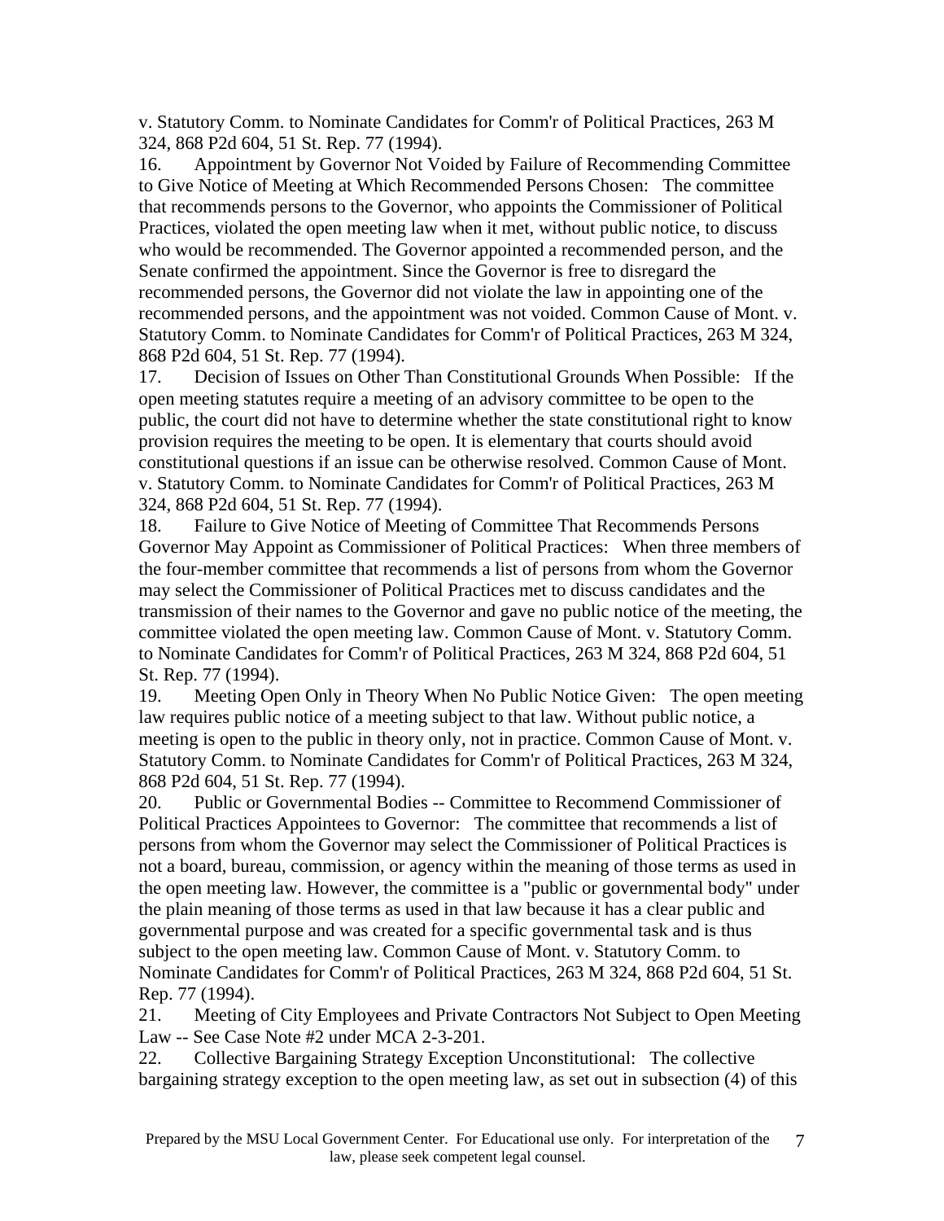v. Statutory Comm. to Nominate Candidates for Comm'r of Political Practices, 263 M 324, 868 P2d 604, 51 St. Rep. 77 (1994).

16. Appointment by Governor Not Voided by Failure of Recommending Committee to Give Notice of Meeting at Which Recommended Persons Chosen: The committee that recommends persons to the Governor, who appoints the Commissioner of Political Practices, violated the open meeting law when it met, without public notice, to discuss who would be recommended. The Governor appointed a recommended person, and the Senate confirmed the appointment. Since the Governor is free to disregard the recommended persons, the Governor did not violate the law in appointing one of the recommended persons, and the appointment was not voided. Common Cause of Mont. v. Statutory Comm. to Nominate Candidates for Comm'r of Political Practices, 263 M 324, 868 P2d 604, 51 St. Rep. 77 (1994).

17. Decision of Issues on Other Than Constitutional Grounds When Possible: If the open meeting statutes require a meeting of an advisory committee to be open to the public, the court did not have to determine whether the state constitutional right to know provision requires the meeting to be open. It is elementary that courts should avoid constitutional questions if an issue can be otherwise resolved. Common Cause of Mont. v. Statutory Comm. to Nominate Candidates for Comm'r of Political Practices, 263 M 324, 868 P2d 604, 51 St. Rep. 77 (1994).

18. Failure to Give Notice of Meeting of Committee That Recommends Persons Governor May Appoint as Commissioner of Political Practices: When three members of the four-member committee that recommends a list of persons from whom the Governor may select the Commissioner of Political Practices met to discuss candidates and the transmission of their names to the Governor and gave no public notice of the meeting, the committee violated the open meeting law. Common Cause of Mont. v. Statutory Comm. to Nominate Candidates for Comm'r of Political Practices, 263 M 324, 868 P2d 604, 51 St. Rep. 77 (1994).

19. Meeting Open Only in Theory When No Public Notice Given: The open meeting law requires public notice of a meeting subject to that law. Without public notice, a meeting is open to the public in theory only, not in practice. Common Cause of Mont. v. Statutory Comm. to Nominate Candidates for Comm'r of Political Practices, 263 M 324, 868 P2d 604, 51 St. Rep. 77 (1994).

20. Public or Governmental Bodies -- Committee to Recommend Commissioner of Political Practices Appointees to Governor: The committee that recommends a list of persons from whom the Governor may select the Commissioner of Political Practices is not a board, bureau, commission, or agency within the meaning of those terms as used in the open meeting law. However, the committee is a "public or governmental body" under the plain meaning of those terms as used in that law because it has a clear public and governmental purpose and was created for a specific governmental task and is thus subject to the open meeting law. Common Cause of Mont. v. Statutory Comm. to Nominate Candidates for Comm'r of Political Practices, 263 M 324, 868 P2d 604, 51 St. Rep. 77 (1994).

21. Meeting of City Employees and Private Contractors Not Subject to Open Meeting Law -- See Case Note #2 under MCA 2-3-201.

22. Collective Bargaining Strategy Exception Unconstitutional: The collective bargaining strategy exception to the open meeting law, as set out in subsection (4) of this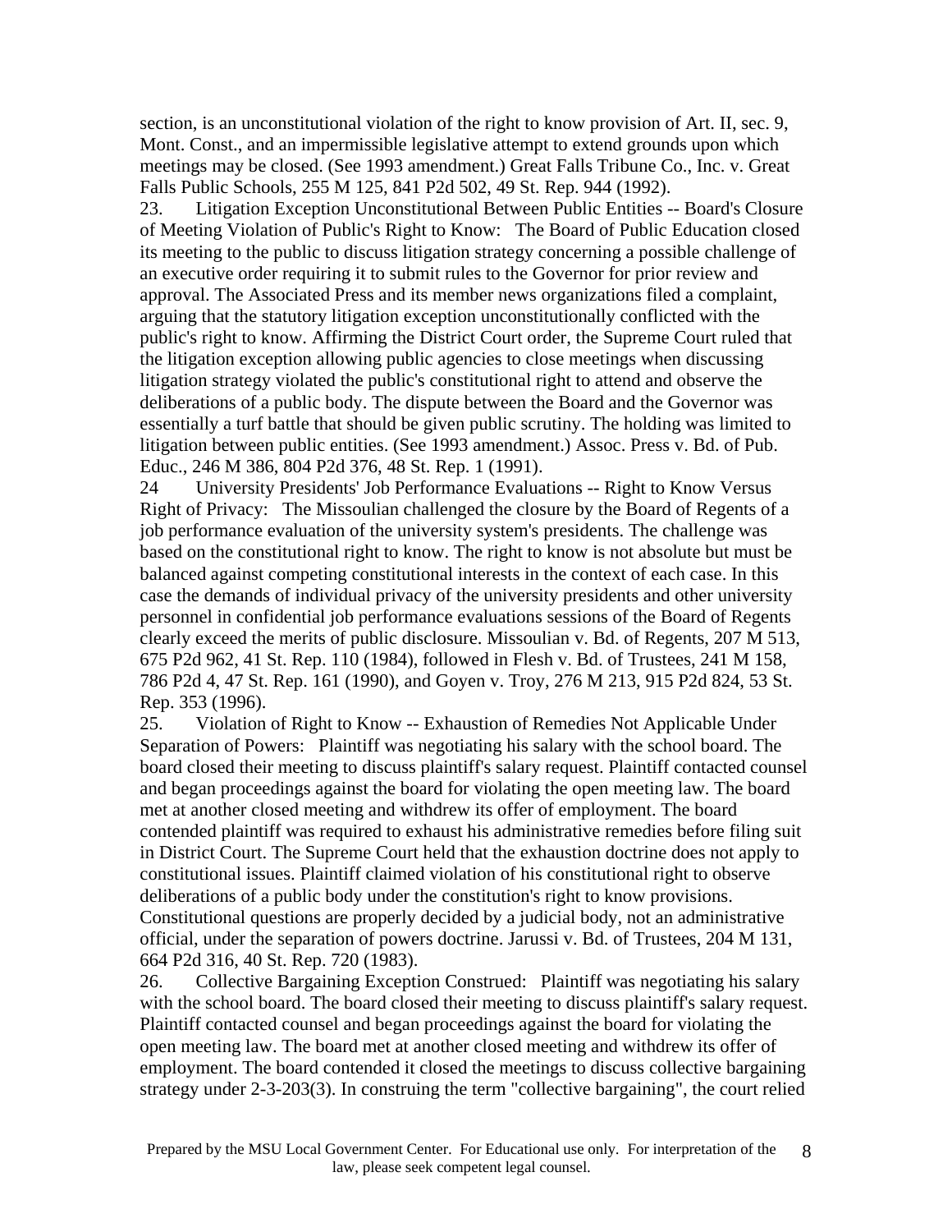section, is an unconstitutional violation of the right to know provision of Art. II, sec. 9, Mont. Const., and an impermissible legislative attempt to extend grounds upon which meetings may be closed. (See 1993 amendment.) Great Falls Tribune Co., Inc. v. Great Falls Public Schools, 255 M 125, 841 P2d 502, 49 St. Rep. 944 (1992).

23. Litigation Exception Unconstitutional Between Public Entities -- Board's Closure of Meeting Violation of Public's Right to Know: The Board of Public Education closed its meeting to the public to discuss litigation strategy concerning a possible challenge of an executive order requiring it to submit rules to the Governor for prior review and approval. The Associated Press and its member news organizations filed a complaint, arguing that the statutory litigation exception unconstitutionally conflicted with the public's right to know. Affirming the District Court order, the Supreme Court ruled that the litigation exception allowing public agencies to close meetings when discussing litigation strategy violated the public's constitutional right to attend and observe the deliberations of a public body. The dispute between the Board and the Governor was essentially a turf battle that should be given public scrutiny. The holding was limited to litigation between public entities. (See 1993 amendment.) Assoc. Press v. Bd. of Pub. Educ., 246 M 386, 804 P2d 376, 48 St. Rep. 1 (1991).

24 University Presidents' Job Performance Evaluations -- Right to Know Versus Right of Privacy: The Missoulian challenged the closure by the Board of Regents of a job performance evaluation of the university system's presidents. The challenge was based on the constitutional right to know. The right to know is not absolute but must be balanced against competing constitutional interests in the context of each case. In this case the demands of individual privacy of the university presidents and other university personnel in confidential job performance evaluations sessions of the Board of Regents clearly exceed the merits of public disclosure. Missoulian v. Bd. of Regents, 207 M 513, 675 P2d 962, 41 St. Rep. 110 (1984), followed in Flesh v. Bd. of Trustees, 241 M 158, 786 P2d 4, 47 St. Rep. 161 (1990), and Goyen v. Troy, 276 M 213, 915 P2d 824, 53 St. Rep. 353 (1996).

25. Violation of Right to Know -- Exhaustion of Remedies Not Applicable Under Separation of Powers: Plaintiff was negotiating his salary with the school board. The board closed their meeting to discuss plaintiff's salary request. Plaintiff contacted counsel and began proceedings against the board for violating the open meeting law. The board met at another closed meeting and withdrew its offer of employment. The board contended plaintiff was required to exhaust his administrative remedies before filing suit in District Court. The Supreme Court held that the exhaustion doctrine does not apply to constitutional issues. Plaintiff claimed violation of his constitutional right to observe deliberations of a public body under the constitution's right to know provisions. Constitutional questions are properly decided by a judicial body, not an administrative official, under the separation of powers doctrine. Jarussi v. Bd. of Trustees, 204 M 131, 664 P2d 316, 40 St. Rep. 720 (1983).

26. Collective Bargaining Exception Construed: Plaintiff was negotiating his salary with the school board. The board closed their meeting to discuss plaintiff's salary request. Plaintiff contacted counsel and began proceedings against the board for violating the open meeting law. The board met at another closed meeting and withdrew its offer of employment. The board contended it closed the meetings to discuss collective bargaining strategy under 2-3-203(3). In construing the term "collective bargaining", the court relied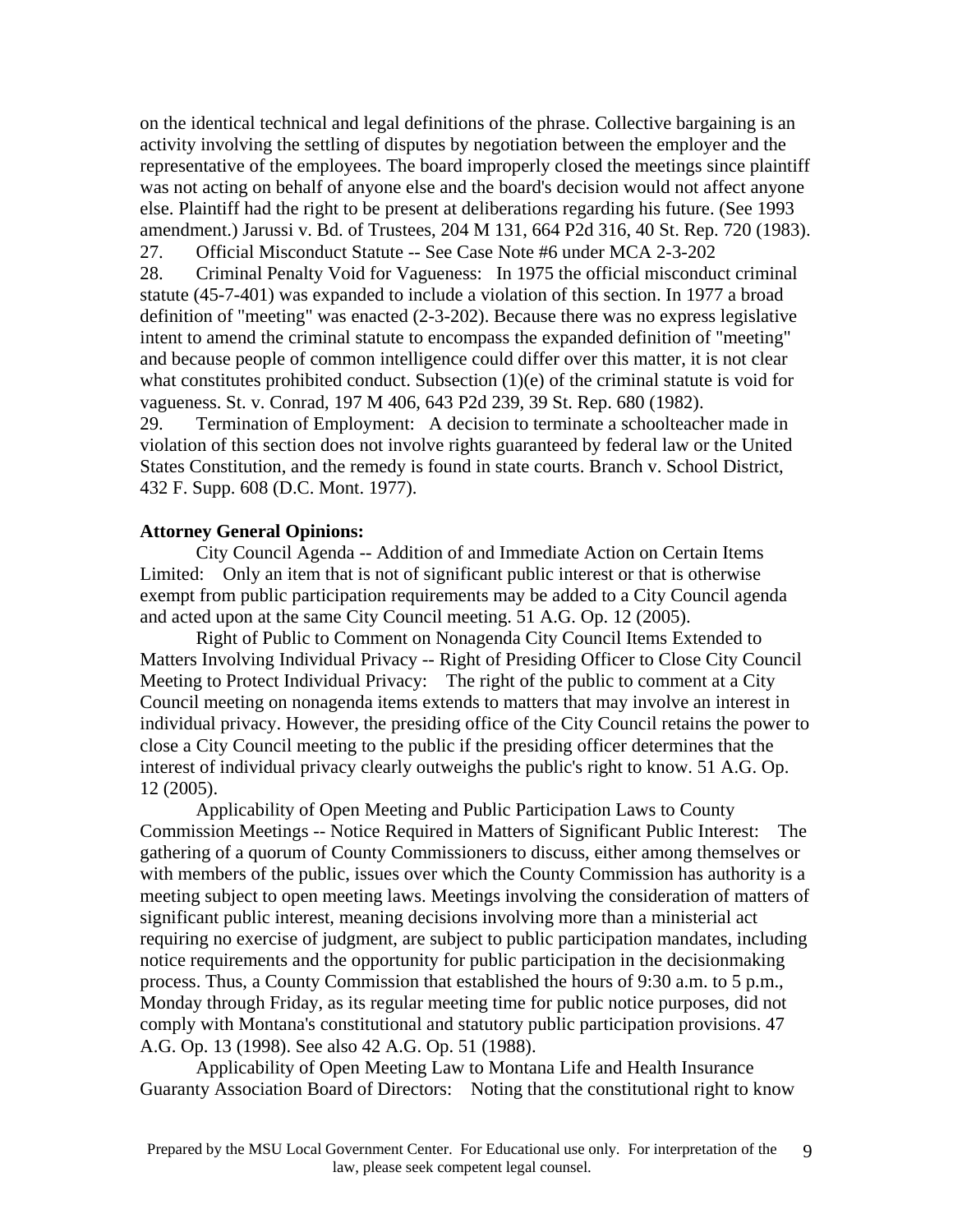on the identical technical and legal definitions of the phrase. Collective bargaining is an activity involving the settling of disputes by negotiation between the employer and the representative of the employees. The board improperly closed the meetings since plaintiff was not acting on behalf of anyone else and the board's decision would not affect anyone else. Plaintiff had the right to be present at deliberations regarding his future. (See 1993 amendment.) Jarussi v. Bd. of Trustees, 204 M 131, 664 P2d 316, 40 St. Rep. 720 (1983).

27. Official Misconduct Statute -- See Case Note #6 under MCA 2-3-202

28. Criminal Penalty Void for Vagueness: In 1975 the official misconduct criminal statute (45-7-401) was expanded to include a violation of this section. In 1977 a broad definition of "meeting" was enacted (2-3-202). Because there was no express legislative intent to amend the criminal statute to encompass the expanded definition of "meeting" and because people of common intelligence could differ over this matter, it is not clear what constitutes prohibited conduct. Subsection (1)(e) of the criminal statute is void for vagueness. St. v. Conrad, 197 M 406, 643 P2d 239, 39 St. Rep. 680 (1982).

29. Termination of Employment: A decision to terminate a schoolteacher made in violation of this section does not involve rights guaranteed by federal law or the United States Constitution, and the remedy is found in state courts. Branch v. School District, 432 F. Supp. 608 (D.C. Mont. 1977).

**Attorney General Opinions:**

City Council Agenda -- Addition of and Immediate Action on Certain Items Limited: Only an item that is not of significant public interest or that is otherwise exempt from public participation requirements may be added to a City Council agenda and acted upon at the same City Council meeting. 51 A.G. Op. 12 (2005).

Right of Public to Comment on Nonagenda City Council Items Extended to Matters Involving Individual Privacy -- Right of Presiding Officer to Close City Council Meeting to Protect Individual Privacy: The right of the public to comment at a City Council meeting on nonagenda items extends to matters that may involve an interest in individual privacy. However, the presiding office of the City Council retains the power to close a City Council meeting to the public if the presiding officer determines that the interest of individual privacy clearly outweighs the public's right to know. 51 A.G. Op. 12 (2005).

Applicability of Open Meeting and Public Participation Laws to County Commission Meetings -- Notice Required in Matters of Significant Public Interest: The gathering of a quorum of County Commissioners to discuss, either among themselves or with members of the public, issues over which the County Commission has authority is a meeting subject to open meeting laws. Meetings involving the consideration of matters of significant public interest, meaning decisions involving more than a ministerial act requiring no exercise of judgment, are subject to public participation mandates, including notice requirements and the opportunity for public participation in the decisionmaking process. Thus, a County Commission that established the hours of 9:30 a.m. to 5 p.m., Monday through Friday, as its regular meeting time for public notice purposes, did not comply with Montana's constitutional and statutory public participation provisions. 47 A.G. Op. 13 (1998). See also 42 A.G. Op. 51 (1988).

Applicability of Open Meeting Law to Montana Life and Health Insurance Guaranty Association Board of Directors: Noting that the constitutional right to know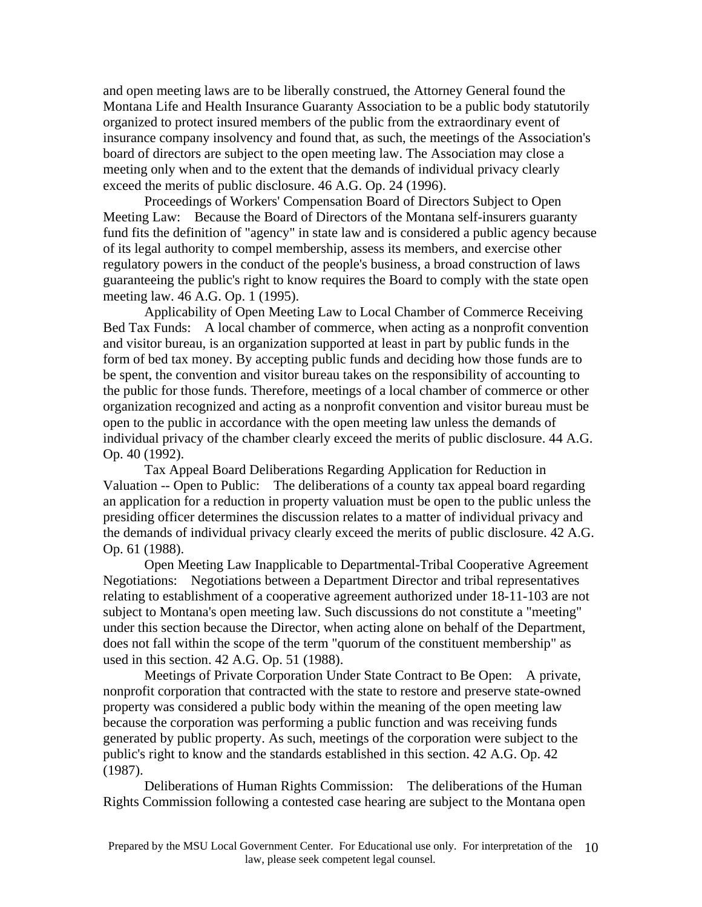and open meeting laws are to be liberally construed, the Attorney General found the Montana Life and Health Insurance Guaranty Association to be a public body statutorily organized to protect insured members of the public from the extraordinary event of insurance company insolvency and found that, as such, the meetings of the Association's board of directors are subject to the open meeting law. The Association may close a meeting only when and to the extent that the demands of individual privacy clearly exceed the merits of public disclosure. 46 A.G. Op. 24 (1996).

Proceedings of Workers' Compensation Board of Directors Subject to Open Meeting Law: Because the Board of Directors of the Montana self-insurers guaranty fund fits the definition of "agency" in state law and is considered a public agency because of its legal authority to compel membership, assess its members, and exercise other regulatory powers in the conduct of the people's business, a broad construction of laws guaranteeing the public's right to know requires the Board to comply with the state open meeting law. 46 A.G. Op. 1 (1995).

Applicability of Open Meeting Law to Local Chamber of Commerce Receiving Bed Tax Funds: A local chamber of commerce, when acting as a nonprofit convention and visitor bureau, is an organization supported at least in part by public funds in the form of bed tax money. By accepting public funds and deciding how those funds are to be spent, the convention and visitor bureau takes on the responsibility of accounting to the public for those funds. Therefore, meetings of a local chamber of commerce or other organization recognized and acting as a nonprofit convention and visitor bureau must be open to the public in accordance with the open meeting law unless the demands of individual privacy of the chamber clearly exceed the merits of public disclosure. 44 A.G. Op. 40 (1992).

Tax Appeal Board Deliberations Regarding Application for Reduction in Valuation -- Open to Public: The deliberations of a county tax appeal board regarding an application for a reduction in property valuation must be open to the public unless the presiding officer determines the discussion relates to a matter of individual privacy and the demands of individual privacy clearly exceed the merits of public disclosure. 42 A.G. Op. 61 (1988).

Open Meeting Law Inapplicable to Departmental-Tribal Cooperative Agreement Negotiations: Negotiations between a Department Director and tribal representatives relating to establishment of a cooperative agreement authorized under 18-11-103 are not subject to Montana's open meeting law. Such discussions do not constitute a "meeting" under this section because the Director, when acting alone on behalf of the Department, does not fall within the scope of the term "quorum of the constituent membership" as used in this section. 42 A.G. Op. 51 (1988).

Meetings of Private Corporation Under State Contract to Be Open: A private, nonprofit corporation that contracted with the state to restore and preserve state-owned property was considered a public body within the meaning of the open meeting law because the corporation was performing a public function and was receiving funds generated by public property. As such, meetings of the corporation were subject to the public's right to know and the standards established in this section. 42 A.G. Op. 42 (1987).

Deliberations of Human Rights Commission: The deliberations of the Human Rights Commission following a contested case hearing are subject to the Montana open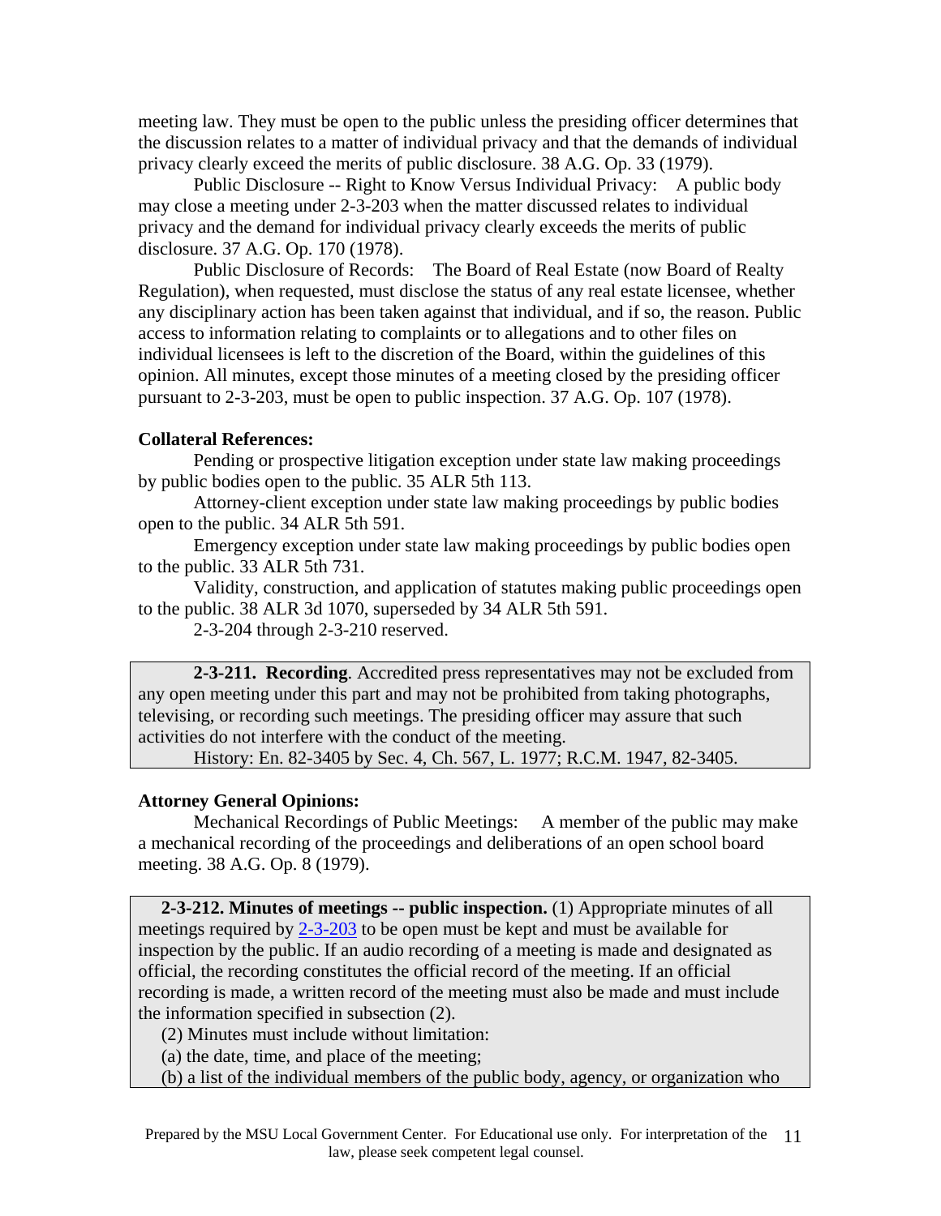meeting law. They must be open to the public unless the presiding officer determines that the discussion relates to a matter of individual privacy and that the demands of individual privacy clearly exceed the merits of public disclosure. 38 A.G. Op. 33 (1979).

Public Disclosure -- Right to Know Versus Individual Privacy: A public body may close a meeting under 2-3-203 when the matter discussed relates to individual privacy and the demand for individual privacy clearly exceeds the merits of public disclosure. 37 A.G. Op. 170 (1978).

Public Disclosure of Records: The Board of Real Estate (now Board of Realty Regulation), when requested, must disclose the status of any real estate licensee, whether any disciplinary action has been taken against that individual, and if so, the reason. Public access to information relating to complaints or to allegations and to other files on individual licensees is left to the discretion of the Board, within the guidelines of this opinion. All minutes, except those minutes of a meeting closed by the presiding officer pursuant to 2-3-203, must be open to public inspection. 37 A.G. Op. 107 (1978).

**Collateral References:**

Pending or prospective litigation exception under state law making proceedings by public bodies open to the public. 35 ALR 5th 113.

Attorney-client exception under state law making proceedings by public bodies open to the public. 34 ALR 5th 591.

Emergency exception under state law making proceedings by public bodies open to the public. 33 ALR 5th 731.

Validity, construction, and application of statutes making public proceedings open to the public. 38 ALR 3d 1070, superseded by 34 ALR 5th 591.

2-3-204 through 2-3-210 reserved.

**2-3-211. Recording**. Accredited press representatives may not be excluded from any open meeting under this part and may not be prohibited from taking photographs, televising, or recording such meetings. The presiding officer may assure that such activities do not interfere with the conduct of the meeting.

History: En. 82-3405 by Sec. 4, Ch. 567, L. 1977; R.C.M. 1947, 82-3405.

**Attorney General Opinions:**

Mechanical Recordings of Public Meetings: A member of the public may make a mechanical recording of the proceedings and deliberations of an open school board meeting. 38 A.G. Op. 8 (1979).

**2-3-212. Minutes of meetings -- public inspection.** (1) Appropriate minutes of all meetings required by 2-3-203 to be open must be kept and must be available for inspection by the public. If an audio recording of a meeting is made and designated as official, the recording constitutes the official record of the meeting. If an official recording is made, a written record of the meeting must also be made and must include the information specified in subsection (2).

(2) Minutes must include without limitation:

(a) the date, time, and place of the meeting;

(b) a list of the individual members of the public body, agency, or organization who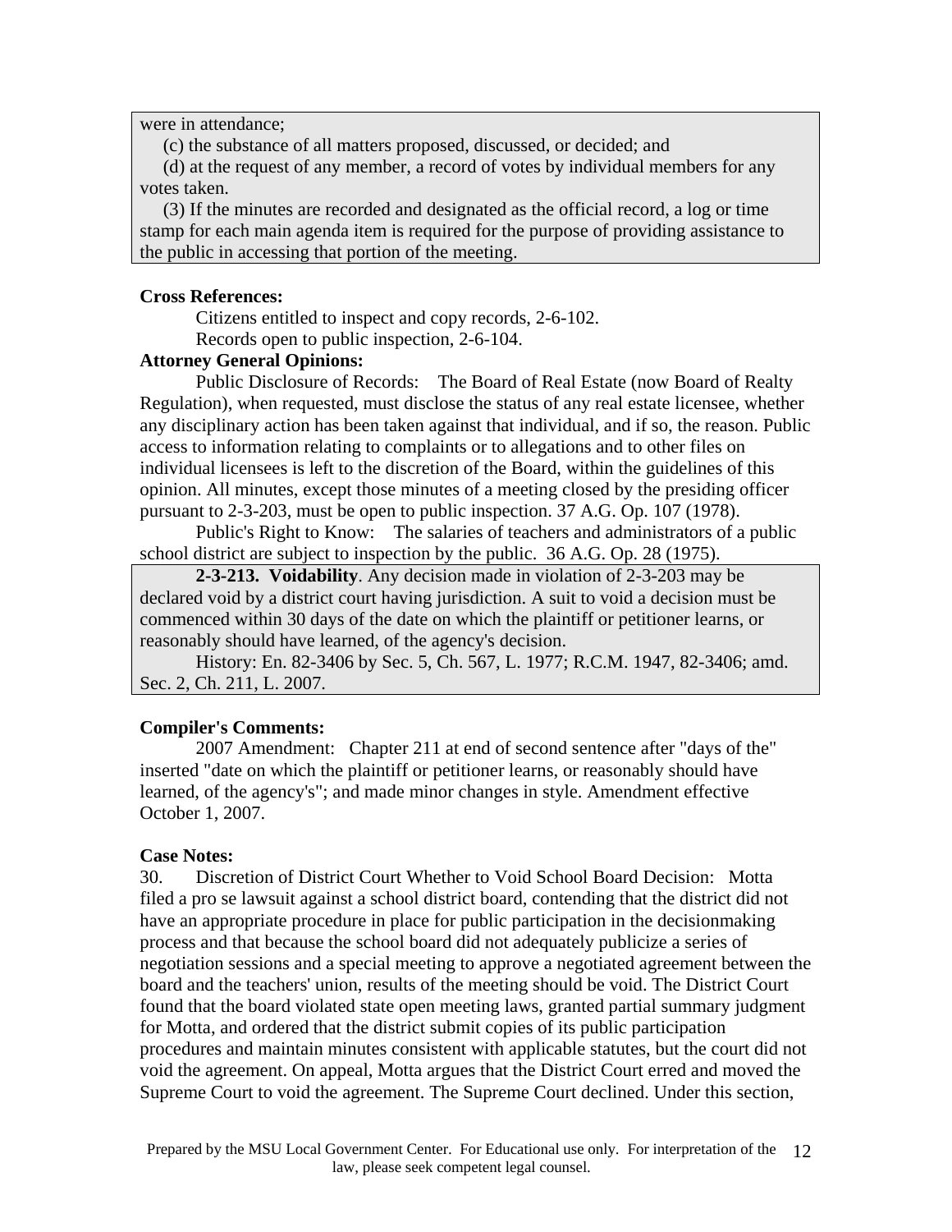were in attendance;

(c) the substance of all matters proposed, discussed, or decided; and

(d) at the request of any member, a record of votes by individual members for any votes taken.

(3) If the minutes are recorded and designated as the official record, a log or time stamp for each main agenda item is required for the purpose of providing assistance to the public in accessing that portion of the meeting.

**Cross References:**

Citizens entitled to inspect and copy records, 2-6-102.

Records open to public inspection, 2-6-104.

**Attorney General Opinions:**

Public Disclosure of Records: The Board of Real Estate (now Board of Realty Regulation), when requested, must disclose the status of any real estate licensee, whether any disciplinary action has been taken against that individual, and if so, the reason. Public access to information relating to complaints or to allegations and to other files on individual licensees is left to the discretion of the Board, within the guidelines of this opinion. All minutes, except those minutes of a meeting closed by the presiding officer pursuant to 2-3-203, must be open to public inspection. 37 A.G. Op. 107 (1978).

Public's Right to Know: The salaries of teachers and administrators of a public school district are subject to inspection by the public. 36 A.G. Op. 28 (1975).

**2-3-213. Voidability**. Any decision made in violation of 2-3-203 may be declared void by a district court having jurisdiction. A suit to void a decision must be commenced within 30 days of the date on which the plaintiff or petitioner learns, or reasonably should have learned, of the agency's decision.

History: En. 82-3406 by Sec. 5, Ch. 567, L. 1977; R.C.M. 1947, 82-3406; amd. Sec. 2, Ch. 211, L. 2007.

**Compiler's Comments:**

2007 Amendment: Chapter 211 at end of second sentence after "days of the" inserted "date on which the plaintiff or petitioner learns, or reasonably should have learned, of the agency's"; and made minor changes in style. Amendment effective October 1, 2007.

**Case Notes:**

30. Discretion of District Court Whether to Void School Board Decision: Motta filed a pro se lawsuit against a school district board, contending that the district did not have an appropriate procedure in place for public participation in the decisionmaking process and that because the school board did not adequately publicize a series of negotiation sessions and a special meeting to approve a negotiated agreement between the board and the teachers' union, results of the meeting should be void. The District Court found that the board violated state open meeting laws, granted partial summary judgment for Motta, and ordered that the district submit copies of its public participation procedures and maintain minutes consistent with applicable statutes, but the court did not void the agreement. On appeal, Motta argues that the District Court erred and moved the Supreme Court to void the agreement. The Supreme Court declined. Under this section,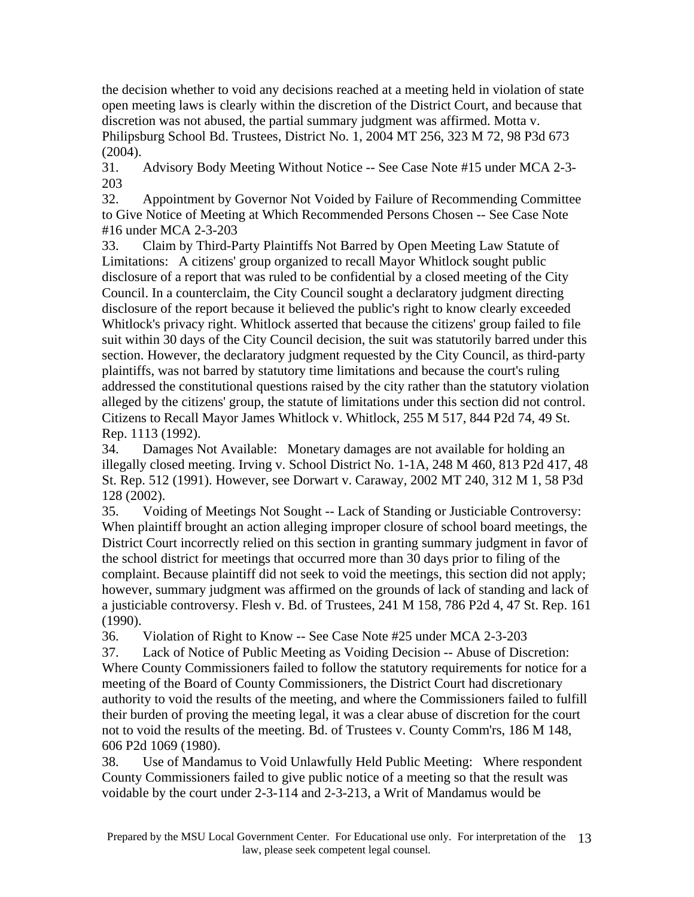the decision whether to void any decisions reached at a meeting held in violation of state open meeting laws is clearly within the discretion of the District Court, and because that discretion was not abused, the partial summary judgment was affirmed. Motta v. Philipsburg School Bd. Trustees, District No. 1, 2004 MT 256, 323 M 72, 98 P3d 673 (2004).

31. Advisory Body Meeting Without Notice -- See Case Note #15 under MCA 2-3-203

32. Appointment by Governor Not Voided by Failure of Recommending Committee to Give Notice of Meeting at Which Recommended Persons Chosen -- See Case Note #16 under MCA 2-3-203

33. Claim by Third-Party Plaintiffs Not Barred by Open Meeting Law Statute of Limitations: A citizens' group organized to recall Mayor Whitlock sought public disclosure of a report that was ruled to be confidential by a closed meeting of the City Council. In a counterclaim, the City Council sought a declaratory judgment directing disclosure of the report because it believed the public's right to know clearly exceeded Whitlock's privacy right. Whitlock asserted that because the citizens' group failed to file suit within 30 days of the City Council decision, the suit was statutorily barred under this section. However, the declaratory judgment requested by the City Council, as third-party plaintiffs, was not barred by statutory time limitations and because the court's ruling addressed the constitutional questions raised by the city rather than the statutory violation alleged by the citizens' group, the statute of limitations under this section did not control. Citizens to Recall Mayor James Whitlock v. Whitlock, 255 M 517, 844 P2d 74, 49 St. Rep. 1113 (1992).

34. Damages Not Available: Monetary damages are not available for holding an illegally closed meeting. Irving v. School District No. 1-1A, 248 M 460, 813 P2d 417, 48 St. Rep. 512 (1991). However, see Dorwart v. Caraway, 2002 MT 240, 312 M 1, 58 P3d 128 (2002).

35. Voiding of Meetings Not Sought -- Lack of Standing or Justiciable Controversy: When plaintiff brought an action alleging improper closure of school board meetings, the District Court incorrectly relied on this section in granting summary judgment in favor of the school district for meetings that occurred more than 30 days prior to filing of the complaint. Because plaintiff did not seek to void the meetings, this section did not apply; however, summary judgment was affirmed on the grounds of lack of standing and lack of a justiciable controversy. Flesh v. Bd. of Trustees, 241 M 158, 786 P2d 4, 47 St. Rep. 161 (1990).

36. Violation of Right to Know -- See Case Note #25 under MCA 2-3-203

37. Lack of Notice of Public Meeting as Voiding Decision -- Abuse of Discretion: Where County Commissioners failed to follow the statutory requirements for notice for a meeting of the Board of County Commissioners, the District Court had discretionary authority to void the results of the meeting, and where the Commissioners failed to fulfill their burden of proving the meeting legal, it was a clear abuse of discretion for the court not to void the results of the meeting. Bd. of Trustees v. County Comm'rs, 186 M 148, 606 P2d 1069 (1980).

38. Use of Mandamus to Void Unlawfully Held Public Meeting: Where respondent County Commissioners failed to give public notice of a meeting so that the result was voidable by the court under 2-3-114 and 2-3-213, a Writ of Mandamus would be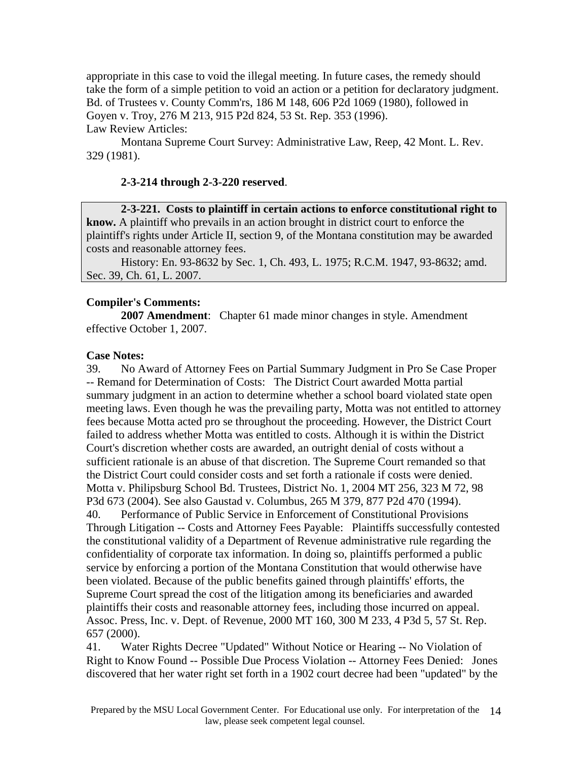appropriate in this case to void the illegal meeting. In future cases, the remedy should take the form of a simple petition to void an action or a petition for declaratory judgment. Bd. of Trustees v. County Comm'rs, 186 M 148, 606 P2d 1069 (1980), followed in Goyen v. Troy, 276 M 213, 915 P2d 824, 53 St. Rep. 353 (1996).

Law Review Articles:

Montana Supreme Court Survey: Administrative Law, Reep, 42 Mont. L. Rev. 329 (1981).

**2-3-214 through 2-3-220 reserved**.

**2-3-221. Costs to plaintiff in certain actions to enforce constitutional right to know.** A plaintiff who prevails in an action brought in district court to enforce the plaintiff's rights under Article II, section 9, of the Montana constitution may be awarded costs and reasonable attorney fees.

History: En. 93-8632 by Sec. 1, Ch. 493, L. 1975; R.C.M. 1947, 93-8632; amd. Sec. 39, Ch. 61, L. 2007.

**Compiler's Comments:**

**2007 Amendment**: Chapter 61 made minor changes in style. Amendment effective October 1, 2007.

**Case Notes:**

39. No Award of Attorney Fees on Partial Summary Judgment in Pro Se Case Proper -- Remand for Determination of Costs: The District Court awarded Motta partial summary judgment in an action to determine whether a school board violated state open meeting laws. Even though he was the prevailing party, Motta was not entitled to attorney fees because Motta acted pro se throughout the proceeding. However, the District Court failed to address whether Motta was entitled to costs. Although it is within the District Court's discretion whether costs are awarded, an outright denial of costs without a sufficient rationale is an abuse of that discretion. The Supreme Court remanded so that the District Court could consider costs and set forth a rationale if costs were denied. Motta v. Philipsburg School Bd. Trustees, District No. 1, 2004 MT 256, 323 M 72, 98 P3d 673 (2004). See also Gaustad v. Columbus, 265 M 379, 877 P2d 470 (1994).

40. Performance of Public Service in Enforcement of Constitutional Provisions Through Litigation -- Costs and Attorney Fees Payable: Plaintiffs successfully contested the constitutional validity of a Department of Revenue administrative rule regarding the confidentiality of corporate tax information. In doing so, plaintiffs performed a public service by enforcing a portion of the Montana Constitution that would otherwise have been violated. Because of the public benefits gained through plaintiffs' efforts, the Supreme Court spread the cost of the litigation among its beneficiaries and awarded plaintiffs their costs and reasonable attorney fees, including those incurred on appeal. Assoc. Press, Inc. v. Dept. of Revenue, 2000 MT 160, 300 M 233, 4 P3d 5, 57 St. Rep. 657 (2000).

41. Water Rights Decree "Updated" Without Notice or Hearing -- No Violation of Right to Know Found -- Possible Due Process Violation -- Attorney Fees Denied: Jones discovered that her water right set forth in a 1902 court decree had been "updated" by the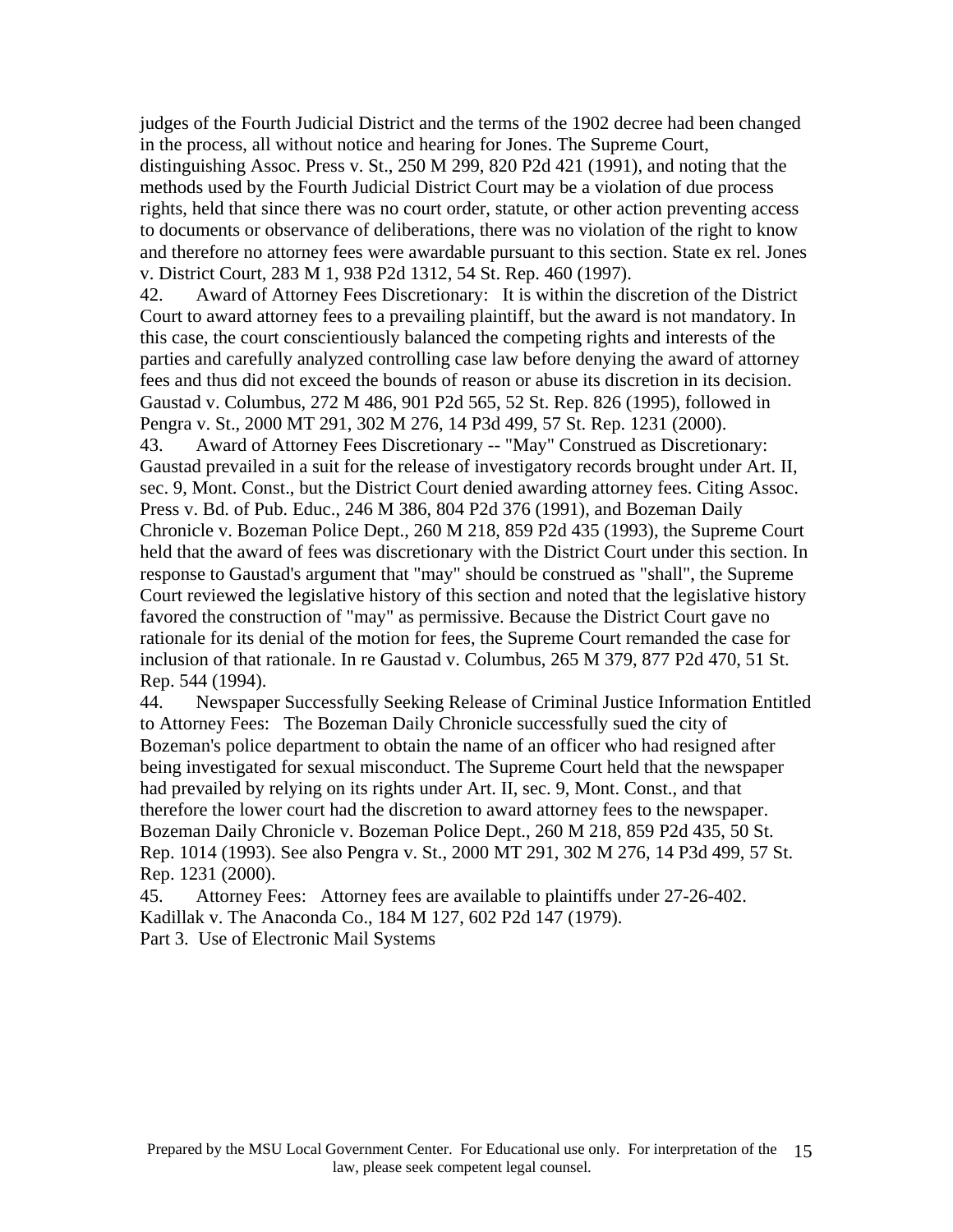judges of the Fourth Judicial District and the terms of the 1902 decree had been changed in the process, all without notice and hearing for Jones. The Supreme Court, distinguishing Assoc. Press v. St., 250 M 299, 820 P2d 421 (1991), and noting that the methods used by the Fourth Judicial District Court may be a violation of due process rights, held that since there was no court order, statute, or other action preventing access to documents or observance of deliberations, there was no violation of the right to know and therefore no attorney fees were awardable pursuant to this section. State ex rel. Jones v. District Court, 283 M 1, 938 P2d 1312, 54 St. Rep. 460 (1997).

42. Award of Attorney Fees Discretionary: It is within the discretion of the District Court to award attorney fees to a prevailing plaintiff, but the award is not mandatory. In this case, the court conscientiously balanced the competing rights and interests of the parties and carefully analyzed controlling case law before denying the award of attorney fees and thus did not exceed the bounds of reason or abuse its discretion in its decision. Gaustad v. Columbus, 272 M 486, 901 P2d 565, 52 St. Rep. 826 (1995), followed in Pengra v. St., 2000 MT 291, 302 M 276, 14 P3d 499, 57 St. Rep. 1231 (2000).

43. Award of Attorney Fees Discretionary -- "May" Construed as Discretionary: Gaustad prevailed in a suit for the release of investigatory records brought under Art. II, sec. 9, Mont. Const., but the District Court denied awarding attorney fees. Citing Assoc. Press v. Bd. of Pub. Educ., 246 M 386, 804 P2d 376 (1991), and Bozeman Daily Chronicle v. Bozeman Police Dept., 260 M 218, 859 P2d 435 (1993), the Supreme Court held that the award of fees was discretionary with the District Court under this section. In response to Gaustad's argument that "may" should be construed as "shall", the Supreme Court reviewed the legislative history of this section and noted that the legislative history favored the construction of "may" as permissive. Because the District Court gave no rationale for its denial of the motion for fees, the Supreme Court remanded the case for inclusion of that rationale. In re Gaustad v. Columbus, 265 M 379, 877 P2d 470, 51 St. Rep. 544 (1994).

44. Newspaper Successfully Seeking Release of Criminal Justice Information Entitled to Attorney Fees: The Bozeman Daily Chronicle successfully sued the city of Bozeman's police department to obtain the name of an officer who had resigned after being investigated for sexual misconduct. The Supreme Court held that the newspaper had prevailed by relying on its rights under Art. II, sec. 9, Mont. Const., and that therefore the lower court had the discretion to award attorney fees to the newspaper. Bozeman Daily Chronicle v. Bozeman Police Dept., 260 M 218, 859 P2d 435, 50 St. Rep. 1014 (1993). See also Pengra v. St., 2000 MT 291, 302 M 276, 14 P3d 499, 57 St. Rep. 1231 (2000).

45. Attorney Fees: Attorney fees are available to plaintiffs under 27-26-402. Kadillak v. The Anaconda Co., 184 M 127, 602 P2d 147 (1979).

Part 3. Use of Electronic Mail Systems